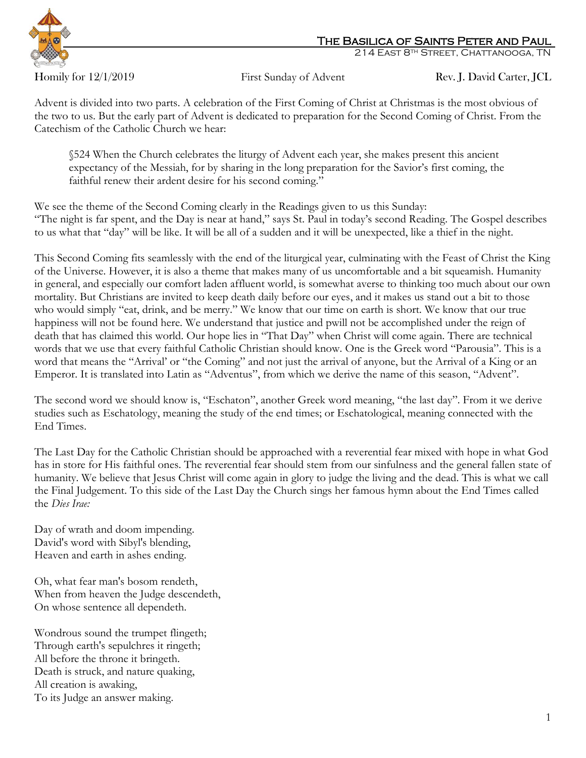# The Basilica of Saints Peter and Paul

214 East 8th Street, Chattanooga, TN

Homily for 12/1/2019 First Sunday of Advent Rev. J. David Carter, JCL

Advent is divided into two parts. A celebration of the First Coming of Christ at Christmas is the most obvious of the two to us. But the early part of Advent is dedicated to preparation for the Second Coming of Christ. From the Catechism of the Catholic Church we hear:

> §524 When the Church celebrates the liturgy of Advent each year, she makes present this ancient expectancy of the Messiah, for by sharing in the long preparation for the Savior's first coming, the faithful renew their ardent desire for his second coming."

We see the theme of the Second Coming clearly in the Readings given to us this Sunday:
"The night is far spent, and the Day is near at hand," says St. Paul in today's second Reading. The Gospel describes to us what that "day" will be like. It will be all of a sudden and it will be unexpected, like a thief in the night.

This Second Coming fits seamlessly with the end of the liturgical year, culminating with the Feast of Christ the King of the Universe. However, it is also a theme that makes many of us uncomfortable and a bit squeamish. Humanity in general, and especially our comfort laden affluent world, is somewhat averse to thinking too much about our own mortality. But Christians are invited to keep death daily before our eyes, and it makes us stand out a bit to those who would simply "eat, drink, and be merry." We know that our time on earth is short. We know that our true happiness will not be found here. We understand that justice and pwill not be accomplished under the reign of death that has claimed this world. Our hope lies in "That Day" when Christ will come again. There are technical words that we use that every faithful Catholic Christian should know. One is the Greek word "Parousia". This is a word that means the "Arrival' or "the Coming" and not just the arrival of anyone, but the Arrival of a King or an Emperor. It is translated into Latin as "Adventus", from which we derive the name of this season, "Advent".

The second word we should know is, "Eschaton", another Greek word meaning, "the last day". From it we derive studies such as Eschatology, meaning the study of the end times; or Eschatological, meaning connected with the End Times.

The Last Day for the Catholic Christian should be approached with a reverential fear mixed with hope in what God has in store for His faithful ones. The reverential fear should stem from our sinfulness and the general fallen state of humanity. We believe that Jesus Christ will come again in glory to judge the living and the dead. This is what we call the Final Judgement. To this side of the Last Day the Church sings her famous hymn about the End Times called the *Dies Irae:*

Day of wrath and doom impending.
David's word with Sibyl's blending,
Heaven and earth in ashes ending.

Oh, what fear man's bosom rendeth,
When from heaven the Judge descendeth,
On whose sentence all dependeth.

Wondrous sound the trumpet flingeth;
Through earth's sepulchres it ringeth;
All before the throne it bringeth.
Death is struck, and nature quaking,
All creation is awaking,
To its Judge an answer making.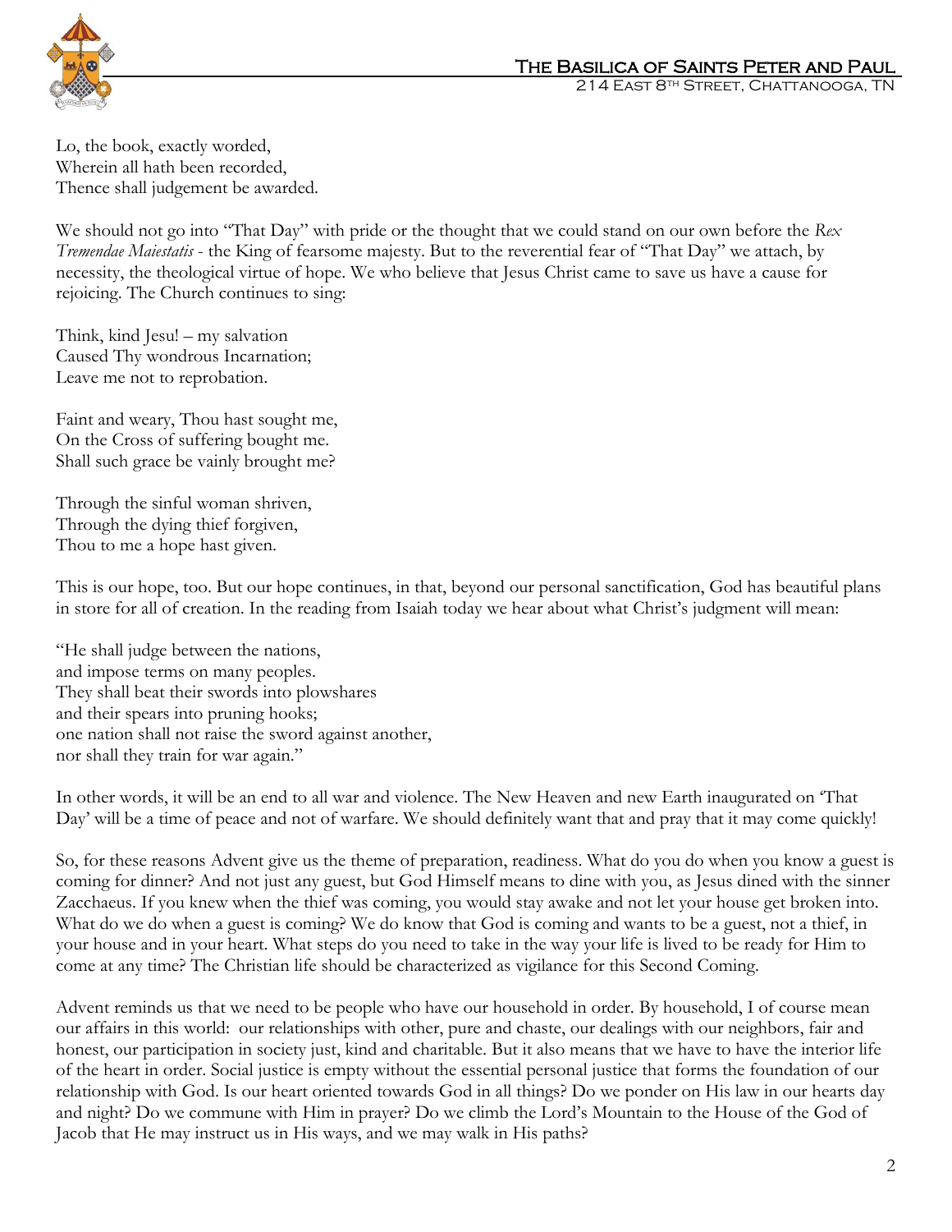Lo, the book, exactly worded,
Wherein all hath been recorded,
Thence shall judgement be awarded.

We should not go into "That Day" with pride or the thought that we could stand on our own before the *Rex Tremendae Maiestatis* - the King of fearsome majesty. But to the reverential fear of "That Day" we attach, by necessity, the theological virtue of hope. We who believe that Jesus Christ came to save us have a cause for rejoicing. The Church continues to sing:

Think, kind Jesu! – my salvation
Caused Thy wondrous Incarnation;
Leave me not to reprobation.

Faint and weary, Thou hast sought me,
On the Cross of suffering bought me.
Shall such grace be vainly brought me?

Through the sinful woman shriven,
Through the dying thief forgiven,
Thou to me a hope hast given.

This is our hope, too. But our hope continues, in that, beyond our personal sanctification, God has beautiful plans in store for all of creation. In the reading from Isaiah today we hear about what Christ's judgment will mean:

"He shall judge between the nations,
and impose terms on many peoples.
They shall beat their swords into plowshares
and their spears into pruning hooks;
one nation shall not raise the sword against another,
nor shall they train for war again."

In other words, it will be an end to all war and violence. The New Heaven and new Earth inaugurated on 'That Day' will be a time of peace and not of warfare. We should definitely want that and pray that it may come quickly!

So, for these reasons Advent give us the theme of preparation, readiness. What do you do when you know a guest is coming for dinner? And not just any guest, but God Himself means to dine with you, as Jesus dined with the sinner Zacchaeus. If you knew when the thief was coming, you would stay awake and not let your house get broken into. What do we do when a guest is coming? We do know that God is coming and wants to be a guest, not a thief, in your house and in your heart. What steps do you need to take in the way your life is lived to be ready for Him to come at any time? The Christian life should be characterized as vigilance for this Second Coming.

Advent reminds us that we need to be people who have our household in order. By household, I of course mean our affairs in this world: our relationships with other, pure and chaste, our dealings with our neighbors, fair and honest, our participation in society just, kind and charitable. But it also means that we have to have the interior life of the heart in order. Social justice is empty without the essential personal justice that forms the foundation of our relationship with God. Is our heart oriented towards God in all things? Do we ponder on His law in our hearts day and night? Do we commune with Him in prayer? Do we climb the Lord's Mountain to the House of the God of Jacob that He may instruct us in His ways, and we may walk in His paths?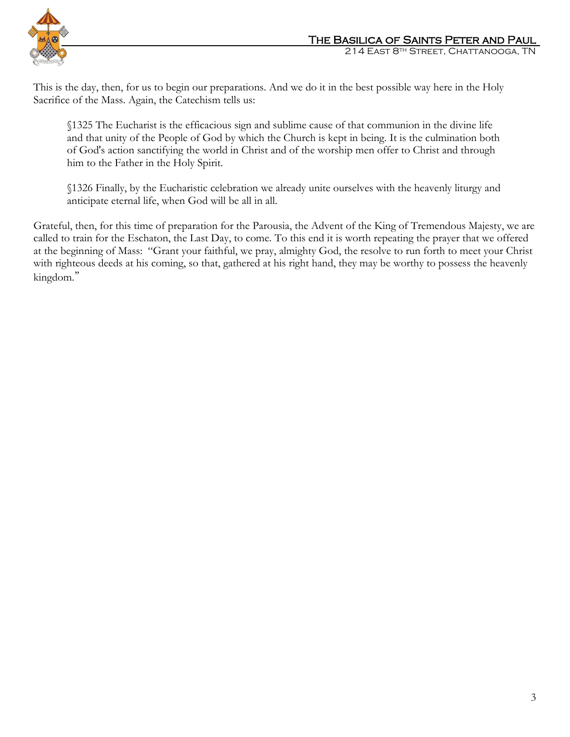This is the day, then, for us to begin our preparations. And we do it in the best possible way here in the Holy Sacrifice of the Mass. Again, the Catechism tells us:

> §1325 The Eucharist is the efficacious sign and sublime cause of that communion in the divine life and that unity of the People of God by which the Church is kept in being. It is the culmination both of God's action sanctifying the world in Christ and of the worship men offer to Christ and through him to the Father in the Holy Spirit.
>
> §1326 Finally, by the Eucharistic celebration we already unite ourselves with the heavenly liturgy and anticipate eternal life, when God will be all in all.

Grateful, then, for this time of preparation for the Parousia, the Advent of the King of Tremendous Majesty, we are called to train for the Eschaton, the Last Day, to come. To this end it is worth repeating the prayer that we offered at the beginning of Mass: "Grant your faithful, we pray, almighty God, the resolve to run forth to meet your Christ with righteous deeds at his coming, so that, gathered at his right hand, they may be worthy to possess the heavenly kingdom."